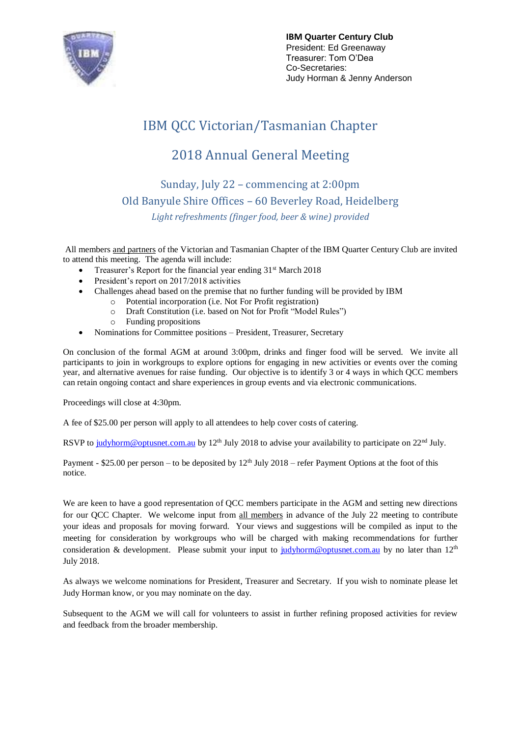**IBM Quarter Century Club**
President: Ed Greenaway
Treasurer: Tom O'Dea
Co-Secretaries:
Judy Horman & Jenny Anderson

# IBM QCC Victorian/Tasmanian Chapter

# 2018 Annual General Meeting

## Sunday, July 22 – commencing at 2:00pm

## Old Banyule Shire Offices – 60 Beverley Road, Heidelberg

*Light refreshments (finger food, beer & wine) provided*

All members and partners of the Victorian and Tasmanian Chapter of the IBM Quarter Century Club are invited to attend this meeting. The agenda will include:

- Treasurer's Report for the financial year ending 31st March 2018
- President's report on 2017/2018 activities
- Challenges ahead based on the premise that no further funding will be provided by IBM
  - Potential incorporation (i.e. Not For Profit registration)
  - Draft Constitution (i.e. based on Not for Profit "Model Rules")
  - Funding propositions
- Nominations for Committee positions – President, Treasurer, Secretary

On conclusion of the formal AGM at around 3:00pm, drinks and finger food will be served. We invite all participants to join in workgroups to explore options for engaging in new activities or events over the coming year, and alternative avenues for raise funding. Our objective is to identify 3 or 4 ways in which QCC members can retain ongoing contact and share experiences in group events and via electronic communications.

Proceedings will close at 4:30pm.

A fee of $25.00 per person will apply to all attendees to help cover costs of catering.

RSVP to judyhorm@optusnet.com.au by 12th July 2018 to advise your availability to participate on 22nd July.

Payment - $25.00 per person – to be deposited by 12th July 2018 – refer Payment Options at the foot of this notice.

We are keen to have a good representation of QCC members participate in the AGM and setting new directions for our QCC Chapter. We welcome input from all members in advance of the July 22 meeting to contribute your ideas and proposals for moving forward. Your views and suggestions will be compiled as input to the meeting for consideration by workgroups who will be charged with making recommendations for further consideration & development. Please submit your input to judyhorm@optusnet.com.au by no later than 12th July 2018.

As always we welcome nominations for President, Treasurer and Secretary. If you wish to nominate please let Judy Horman know, or you may nominate on the day.

Subsequent to the AGM we will call for volunteers to assist in further refining proposed activities for review and feedback from the broader membership.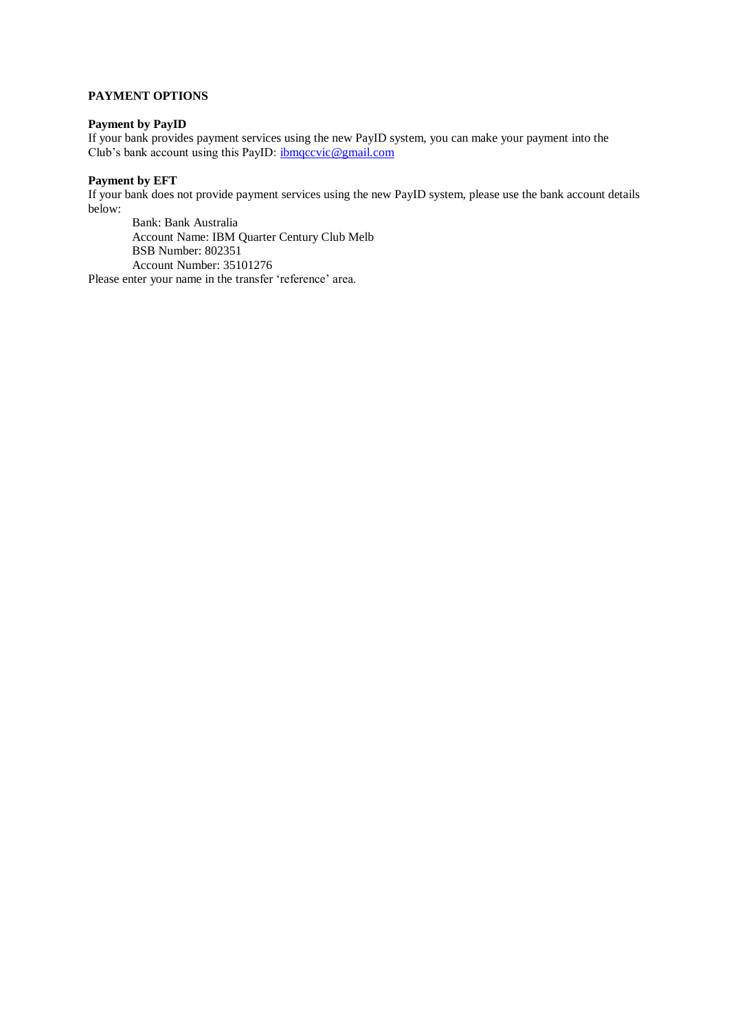**PAYMENT OPTIONS**

**Payment by PayID**

If your bank provides payment services using the new PayID system, you can make your payment into the Club's bank account using this PayID: ibmqccvic@gmail.com

**Payment by EFT**

If your bank does not provide payment services using the new PayID system, please use the bank account details below:

Bank: Bank Australia
Account Name: IBM Quarter Century Club Melb
BSB Number: 802351
Account Number: 35101276

Please enter your name in the transfer 'reference' area.